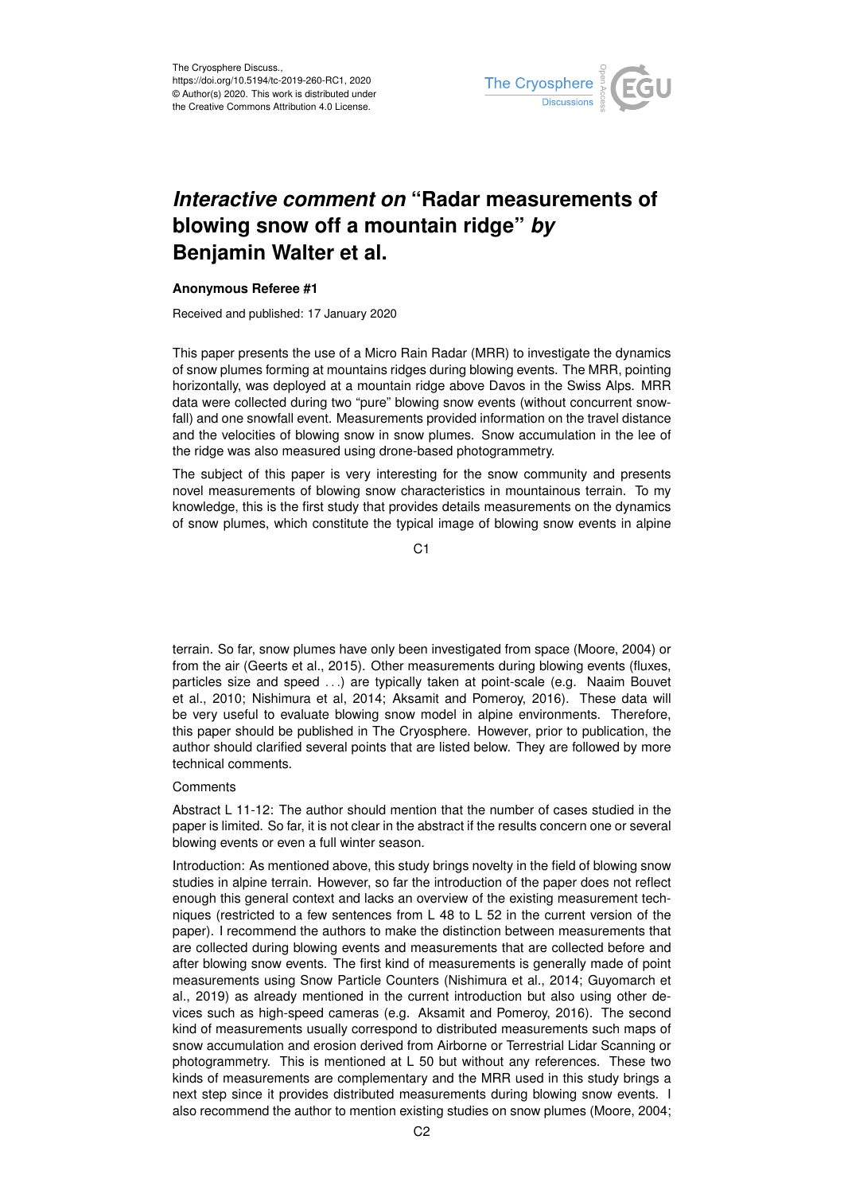The Cryosphere Discuss.,
https://doi.org/10.5194/tc-2019-260-RC1, 2020
© Author(s) 2020. This work is distributed under
the Creative Commons Attribution 4.0 License.

# *Interactive comment on* "Radar measurements of blowing snow off a mountain ridge" *by* Benjamin Walter et al.

**Anonymous Referee #1**

Received and published: 17 January 2020

This paper presents the use of a Micro Rain Radar (MRR) to investigate the dynamics of snow plumes forming at mountains ridges during blowing events. The MRR, pointing horizontally, was deployed at a mountain ridge above Davos in the Swiss Alps. MRR data were collected during two "pure" blowing snow events (without concurrent snowfall) and one snowfall event. Measurements provided information on the travel distance and the velocities of blowing snow in snow plumes. Snow accumulation in the lee of the ridge was also measured using drone-based photogrammetry.

The subject of this paper is very interesting for the snow community and presents novel measurements of blowing snow characteristics in mountainous terrain. To my knowledge, this is the first study that provides details measurements on the dynamics of snow plumes, which constitute the typical image of blowing snow events in alpine terrain. So far, snow plumes have only been investigated from space (Moore, 2004) or from the air (Geerts et al., 2015). Other measurements during blowing events (fluxes, particles size and speed . . .) are typically taken at point-scale (e.g. Naaim Bouvet et al., 2010; Nishimura et al, 2014; Aksamit and Pomeroy, 2016). These data will be very useful to evaluate blowing snow model in alpine environments. Therefore, this paper should be published in The Cryosphere. However, prior to publication, the author should clarified several points that are listed below. They are followed by more technical comments.

Comments

Abstract L 11-12: The author should mention that the number of cases studied in the paper is limited. So far, it is not clear in the abstract if the results concern one or several blowing events or even a full winter season.

Introduction: As mentioned above, this study brings novelty in the field of blowing snow studies in alpine terrain. However, so far the introduction of the paper does not reflect enough this general context and lacks an overview of the existing measurement techniques (restricted to a few sentences from L 48 to L 52 in the current version of the paper). I recommend the authors to make the distinction between measurements that are collected during blowing events and measurements that are collected before and after blowing snow events. The first kind of measurements is generally made of point measurements using Snow Particle Counters (Nishimura et al., 2014; Guyomarch et al., 2019) as already mentioned in the current introduction but also using other devices such as high-speed cameras (e.g. Aksamit and Pomeroy, 2016). The second kind of measurements usually correspond to distributed measurements such maps of snow accumulation and erosion derived from Airborne or Terrestrial Lidar Scanning or photogrammetry. This is mentioned at L 50 but without any references. These two kinds of measurements are complementary and the MRR used in this study brings a next step since it provides distributed measurements during blowing snow events. I also recommend the author to mention existing studies on snow plumes (Moore, 2004;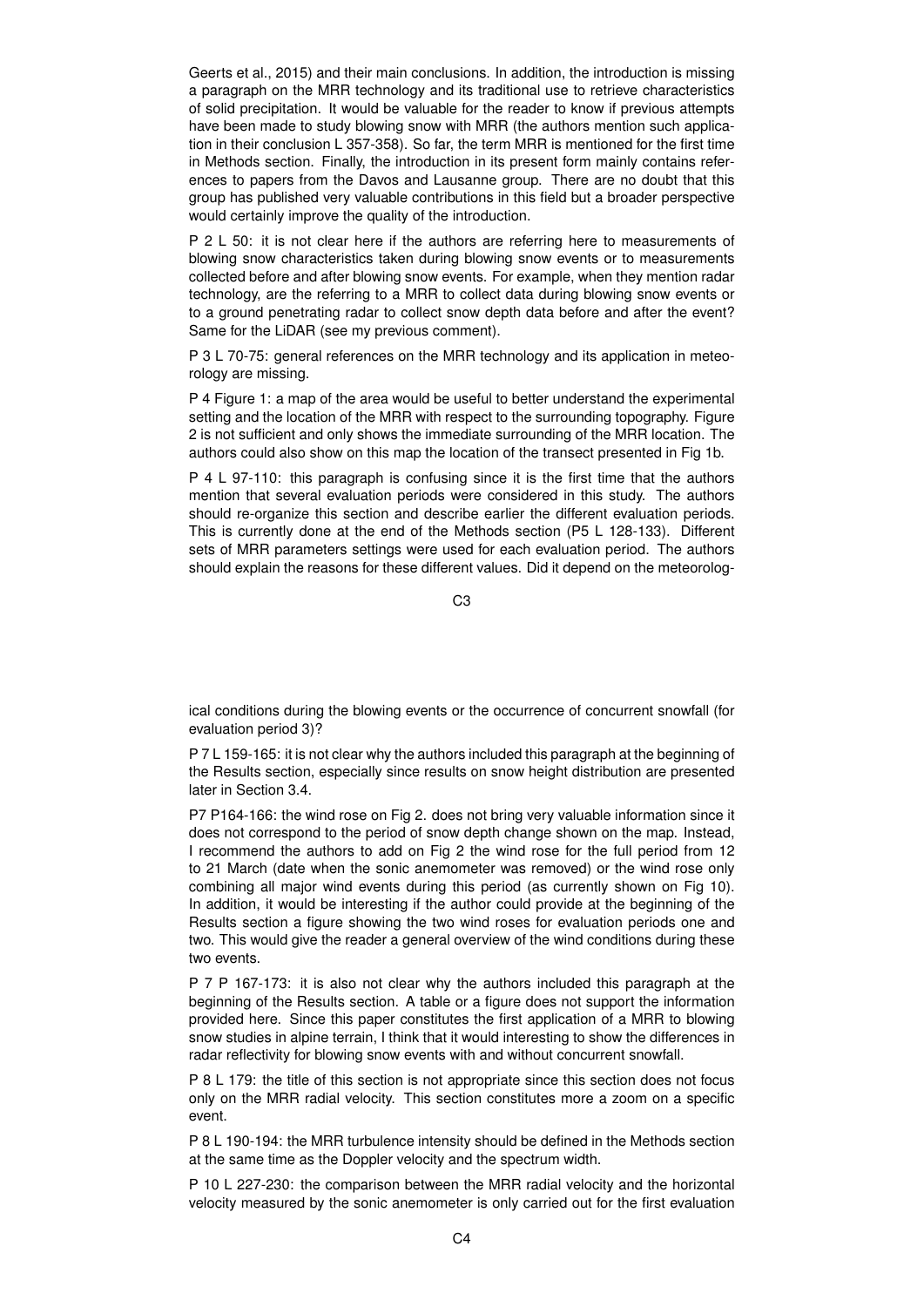Geerts et al., 2015) and their main conclusions. In addition, the introduction is missing a paragraph on the MRR technology and its traditional use to retrieve characteristics of solid precipitation. It would be valuable for the reader to know if previous attempts have been made to study blowing snow with MRR (the authors mention such application in their conclusion L 357-358). So far, the term MRR is mentioned for the first time in Methods section. Finally, the introduction in its present form mainly contains references to papers from the Davos and Lausanne group. There are no doubt that this group has published very valuable contributions in this field but a broader perspective would certainly improve the quality of the introduction.

P 2 L 50: it is not clear here if the authors are referring here to measurements of blowing snow characteristics taken during blowing snow events or to measurements collected before and after blowing snow events. For example, when they mention radar technology, are the referring to a MRR to collect data during blowing snow events or to a ground penetrating radar to collect snow depth data before and after the event? Same for the LiDAR (see my previous comment).

P 3 L 70-75: general references on the MRR technology and its application in meteorology are missing.

P 4 Figure 1: a map of the area would be useful to better understand the experimental setting and the location of the MRR with respect to the surrounding topography. Figure 2 is not sufficient and only shows the immediate surrounding of the MRR location. The authors could also show on this map the location of the transect presented in Fig 1b.

P 4 L 97-110: this paragraph is confusing since it is the first time that the authors mention that several evaluation periods were considered in this study. The authors should re-organize this section and describe earlier the different evaluation periods. This is currently done at the end of the Methods section (P5 L 128-133). Different sets of MRR parameters settings were used for each evaluation period. The authors should explain the reasons for these different values. Did it depend on the meteorological conditions during the blowing events or the occurrence of concurrent snowfall (for evaluation period 3)?

P 7 L 159-165: it is not clear why the authors included this paragraph at the beginning of the Results section, especially since results on snow height distribution are presented later in Section 3.4.

P7 P164-166: the wind rose on Fig 2. does not bring very valuable information since it does not correspond to the period of snow depth change shown on the map. Instead, I recommend the authors to add on Fig 2 the wind rose for the full period from 12 to 21 March (date when the sonic anemometer was removed) or the wind rose only combining all major wind events during this period (as currently shown on Fig 10). In addition, it would be interesting if the author could provide at the beginning of the Results section a figure showing the two wind roses for evaluation periods one and two. This would give the reader a general overview of the wind conditions during these two events.

P 7 P 167-173: it is also not clear why the authors included this paragraph at the beginning of the Results section. A table or a figure does not support the information provided here. Since this paper constitutes the first application of a MRR to blowing snow studies in alpine terrain, I think that it would interesting to show the differences in radar reflectivity for blowing snow events with and without concurrent snowfall.

P 8 L 179: the title of this section is not appropriate since this section does not focus only on the MRR radial velocity. This section constitutes more a zoom on a specific event.

P 8 L 190-194: the MRR turbulence intensity should be defined in the Methods section at the same time as the Doppler velocity and the spectrum width.

P 10 L 227-230: the comparison between the MRR radial velocity and the horizontal velocity measured by the sonic anemometer is only carried out for the first evaluation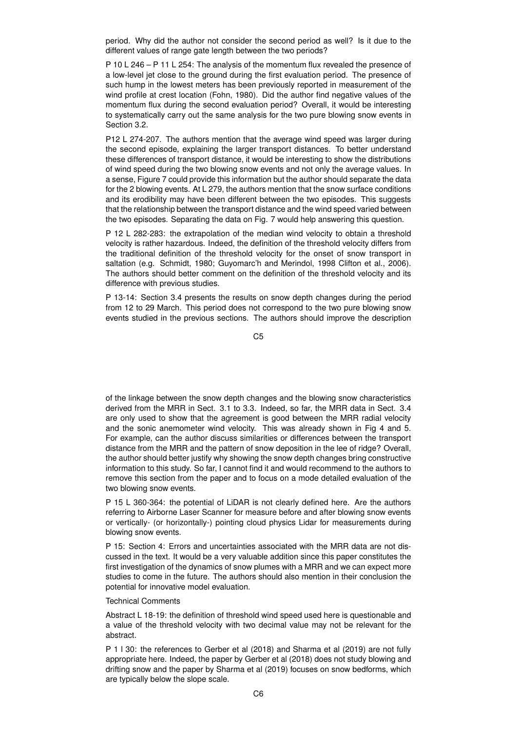period. Why did the author not consider the second period as well? Is it due to the different values of range gate length between the two periods?

P 10 L 246 – P 11 L 254: The analysis of the momentum flux revealed the presence of a low-level jet close to the ground during the first evaluation period. The presence of such hump in the lowest meters has been previously reported in measurement of the wind profile at crest location (Fohn, 1980). Did the author find negative values of the momentum flux during the second evaluation period? Overall, it would be interesting to systematically carry out the same analysis for the two pure blowing snow events in Section 3.2.

P12 L 274-207. The authors mention that the average wind speed was larger during the second episode, explaining the larger transport distances. To better understand these differences of transport distance, it would be interesting to show the distributions of wind speed during the two blowing snow events and not only the average values. In a sense, Figure 7 could provide this information but the author should separate the data for the 2 blowing events. At L 279, the authors mention that the snow surface conditions and its erodibility may have been different between the two episodes. This suggests that the relationship between the transport distance and the wind speed varied between the two episodes. Separating the data on Fig. 7 would help answering this question.

P 12 L 282-283: the extrapolation of the median wind velocity to obtain a threshold velocity is rather hazardous. Indeed, the definition of the threshold velocity differs from the traditional definition of the threshold velocity for the onset of snow transport in saltation (e.g. Schmidt, 1980; Guyomarc'h and Merindol, 1998 Clifton et al., 2006). The authors should better comment on the definition of the threshold velocity and its difference with previous studies.

P 13-14: Section 3.4 presents the results on snow depth changes during the period from 12 to 29 March. This period does not correspond to the two pure blowing snow events studied in the previous sections. The authors should improve the description of the linkage between the snow depth changes and the blowing snow characteristics derived from the MRR in Sect. 3.1 to 3.3. Indeed, so far, the MRR data in Sect. 3.4 are only used to show that the agreement is good between the MRR radial velocity and the sonic anemometer wind velocity. This was already shown in Fig 4 and 5. For example, can the author discuss similarities or differences between the transport distance from the MRR and the pattern of snow deposition in the lee of ridge? Overall, the author should better justify why showing the snow depth changes bring constructive information to this study. So far, I cannot find it and would recommend to the authors to remove this section from the paper and to focus on a mode detailed evaluation of the two blowing snow events.

P 15 L 360-364: the potential of LiDAR is not clearly defined here. Are the authors referring to Airborne Laser Scanner for measure before and after blowing snow events or vertically- (or horizontally-) pointing cloud physics Lidar for measurements during blowing snow events.

P 15: Section 4: Errors and uncertainties associated with the MRR data are not discussed in the text. It would be a very valuable addition since this paper constitutes the first investigation of the dynamics of snow plumes with a MRR and we can expect more studies to come in the future. The authors should also mention in their conclusion the potential for innovative model evaluation.

Technical Comments

Abstract L 18-19: the definition of threshold wind speed used here is questionable and a value of the threshold velocity with two decimal value may not be relevant for the abstract.

P 1 l 30: the references to Gerber et al (2018) and Sharma et al (2019) are not fully appropriate here. Indeed, the paper by Gerber et al (2018) does not study blowing and drifting snow and the paper by Sharma et al (2019) focuses on snow bedforms, which are typically below the slope scale.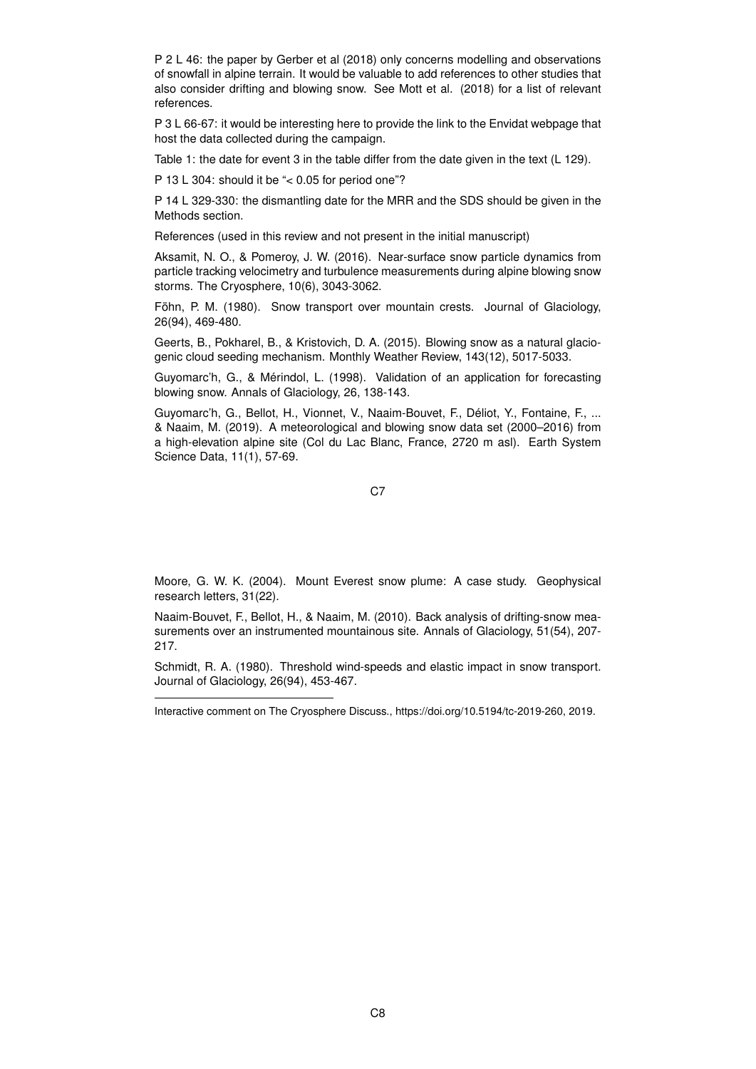P 2 L 46: the paper by Gerber et al (2018) only concerns modelling and observations of snowfall in alpine terrain. It would be valuable to add references to other studies that also consider drifting and blowing snow. See Mott et al. (2018) for a list of relevant references.

P 3 L 66-67: it would be interesting here to provide the link to the Envidat webpage that host the data collected during the campaign.

Table 1: the date for event 3 in the table differ from the date given in the text (L 129).

P 13 L 304: should it be "$< 0.05$ for period one"?

P 14 L 329-330: the dismantling date for the MRR and the SDS should be given in the Methods section.

References (used in this review and not present in the initial manuscript)

Aksamit, N. O., & Pomeroy, J. W. (2016). Near-surface snow particle dynamics from particle tracking velocimetry and turbulence measurements during alpine blowing snow storms. The Cryosphere, 10(6), 3043-3062.

Föhn, P. M. (1980). Snow transport over mountain crests. Journal of Glaciology, 26(94), 469-480.

Geerts, B., Pokharel, B., & Kristovich, D. A. (2015). Blowing snow as a natural glaciogenic cloud seeding mechanism. Monthly Weather Review, 143(12), 5017-5033.

Guyomarc'h, G., & Mérindol, L. (1998). Validation of an application for forecasting blowing snow. Annals of Glaciology, 26, 138-143.

Guyomarc'h, G., Bellot, H., Vionnet, V., Naaim-Bouvet, F., Déliot, Y., Fontaine, F., ... & Naaim, M. (2019). A meteorological and blowing snow data set (2000–2016) from a high-elevation alpine site (Col du Lac Blanc, France, 2720 m asl). Earth System Science Data, 11(1), 57-69.

Moore, G. W. K. (2004). Mount Everest snow plume: A case study. Geophysical research letters, 31(22).

Naaim-Bouvet, F., Bellot, H., & Naaim, M. (2010). Back analysis of drifting-snow measurements over an instrumented mountainous site. Annals of Glaciology, 51(54), 207-217.

Schmidt, R. A. (1980). Threshold wind-speeds and elastic impact in snow transport. Journal of Glaciology, 26(94), 453-467.

Interactive comment on The Cryosphere Discuss., https://doi.org/10.5194/tc-2019-260, 2019.